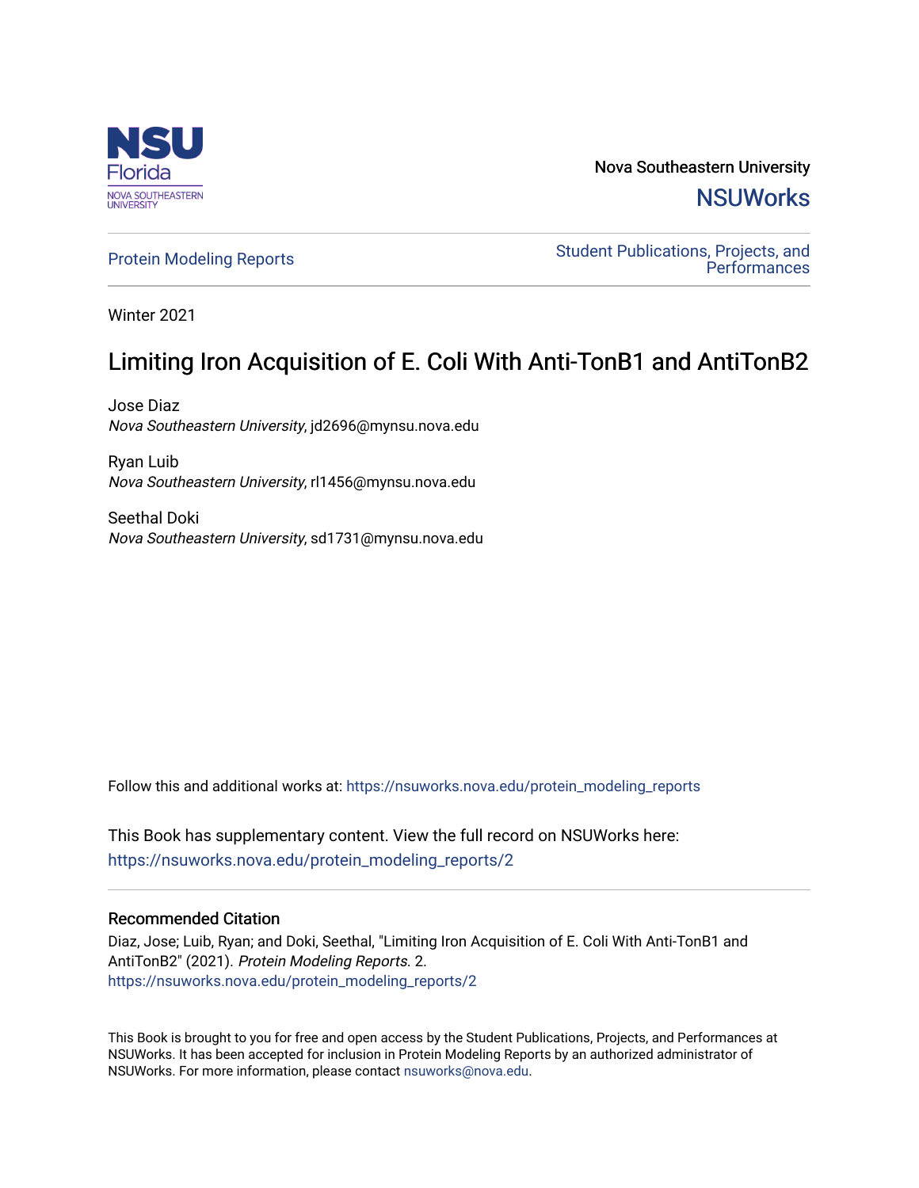Nova Southeastern University

NSUWorks

Protein Modeling Reports

Student Publications, Projects, and Performances

Winter 2021

# Limiting Iron Acquisition of E. Coli With Anti-TonB1 and AntiTonB2

Jose Diaz
*Nova Southeastern University*, jd2696@mynsu.nova.edu

Ryan Luib
*Nova Southeastern University*, rl1456@mynsu.nova.edu

Seethal Doki
*Nova Southeastern University*, sd1731@mynsu.nova.edu

Follow this and additional works at: https://nsuworks.nova.edu/protein_modeling_reports

This Book has supplementary content. View the full record on NSUWorks here: https://nsuworks.nova.edu/protein_modeling_reports/2

## Recommended Citation

Diaz, Jose; Luib, Ryan; and Doki, Seethal, "Limiting Iron Acquisition of E. Coli With Anti-TonB1 and AntiTonB2" (2021). *Protein Modeling Reports*. 2.
https://nsuworks.nova.edu/protein_modeling_reports/2

This Book is brought to you for free and open access by the Student Publications, Projects, and Performances at NSUWorks. It has been accepted for inclusion in Protein Modeling Reports by an authorized administrator of NSUWorks. For more information, please contact nsuworks@nova.edu.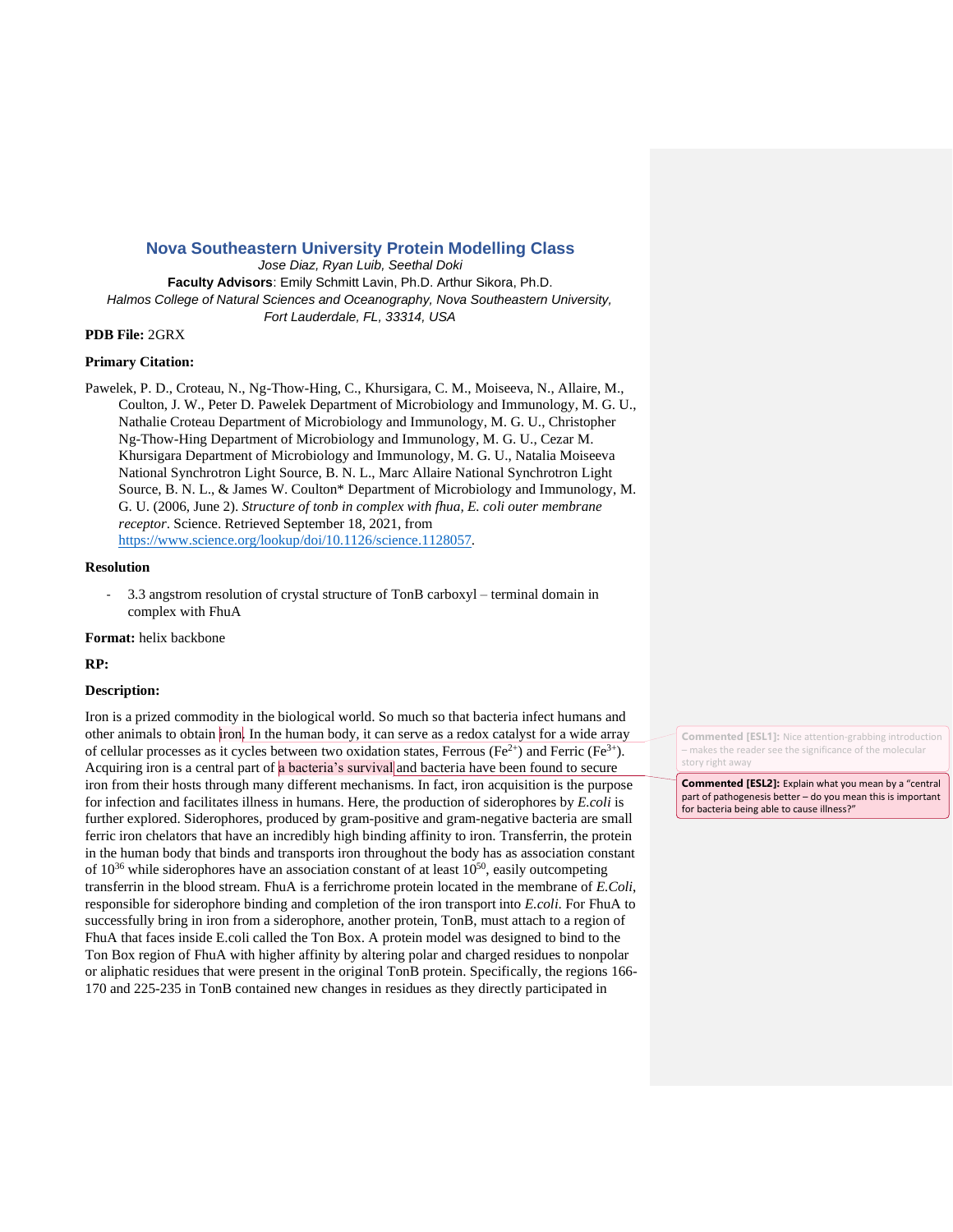## Nova Southeastern University Protein Modelling Class

*Jose Diaz, Ryan Luib, Seethal Doki*

**Faculty Advisors**: Emily Schmitt Lavin, Ph.D. Arthur Sikora, Ph.D.

*Halmos College of Natural Sciences and Oceanography, Nova Southeastern University, Fort Lauderdale, FL, 33314, USA*

**PDB File:** 2GRX

**Primary Citation:**

Pawelek, P. D., Croteau, N., Ng-Thow-Hing, C., Khursigara, C. M., Moiseeva, N., Allaire, M., Coulton, J. W., Peter D. Pawelek Department of Microbiology and Immunology, M. G. U., Nathalie Croteau Department of Microbiology and Immunology, M. G. U., Christopher Ng-Thow-Hing Department of Microbiology and Immunology, M. G. U., Cezar M. Khursigara Department of Microbiology and Immunology, M. G. U., Natalia Moiseeva National Synchrotron Light Source, B. N. L., Marc Allaire National Synchrotron Light Source, B. N. L., & James W. Coulton* Department of Microbiology and Immunology, M. G. U. (2006, June 2). *Structure of tonb in complex with fhua, E. coli outer membrane receptor*. Science. Retrieved September 18, 2021, from https://www.science.org/lookup/doi/10.1126/science.1128057.

**Resolution**

- 3.3 angstrom resolution of crystal structure of TonB carboxyl – terminal domain in complex with FhuA

**Format:** helix backbone

**RP:**

**Description:**

Iron is a prized commodity in the biological world. So much so that bacteria infect humans and other animals to obtain iron. In the human body, it can serve as a redox catalyst for a wide array of cellular processes as it cycles between two oxidation states, Ferrous ($Fe^{2+}$) and Ferric ($Fe^{3+}$). Acquiring iron is a central part of a bacteria's survival and bacteria have been found to secure iron from their hosts through many different mechanisms. In fact, iron acquisition is the purpose for infection and facilitates illness in humans. Here, the production of siderophores by *E.coli* is further explored. Siderophores, produced by gram-positive and gram-negative bacteria are small ferric iron chelators that have an incredibly high binding affinity to iron. Transferrin, the protein in the human body that binds and transports iron throughout the body has as association constant of $10^{36}$ while siderophores have an association constant of at least $10^{50}$, easily outcompeting transferrin in the blood stream. FhuA is a ferrichrome protein located in the membrane of *E.Coli*, responsible for siderophore binding and completion of the iron transport into *E.coli*. For FhuA to successfully bring in iron from a siderophore, another protein, TonB, must attach to a region of FhuA that faces inside E.coli called the Ton Box. A protein model was designed to bind to the Ton Box region of FhuA with higher affinity by altering polar and charged residues to nonpolar or aliphatic residues that were present in the original TonB protein. Specifically, the regions 166-170 and 225-235 in TonB contained new changes in residues as they directly participated in

**Commented [ESL1]:** Nice attention-grabbing introduction – makes the reader see the significance of the molecular story right away

**Commented [ESL2]:** Explain what you mean by a "central part of pathogenesis better – do you mean this is important for bacteria being able to cause illness?"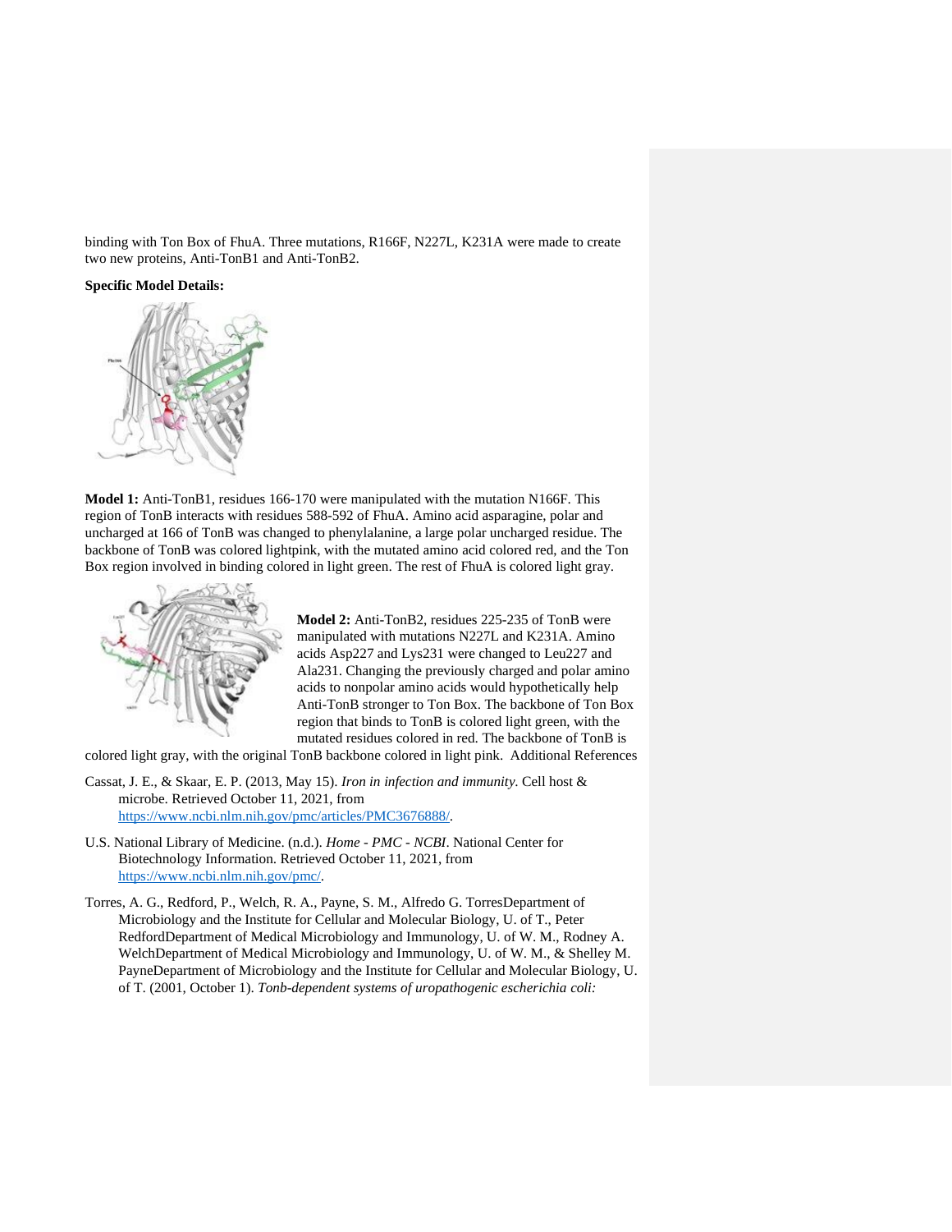binding with Ton Box of FhuA. Three mutations, R166F, N227L, K231A were made to create two new proteins, Anti-TonB1 and Anti-TonB2.

**Specific Model Details:**

**Model 1:** Anti-TonB1, residues 166-170 were manipulated with the mutation N166F. This region of TonB interacts with residues 588-592 of FhuA. Amino acid asparagine, polar and uncharged at 166 of TonB was changed to phenylalanine, a large polar uncharged residue. The backbone of TonB was colored lightpink, with the mutated amino acid colored red, and the Ton Box region involved in binding colored in light green. The rest of FhuA is colored light gray.

**Model 2:** Anti-TonB2, residues 225-235 of TonB were manipulated with mutations N227L and K231A. Amino acids Asp227 and Lys231 were changed to Leu227 and Ala231. Changing the previously charged and polar amino acids to nonpolar amino acids would hypothetically help Anti-TonB stronger to Ton Box. The backbone of Ton Box region that binds to TonB is colored light green, with the mutated residues colored in red. The backbone of TonB is colored light gray, with the original TonB backbone colored in light pink. Additional References

Cassat, J. E., & Skaar, E. P. (2013, May 15). *Iron in infection and immunity.* Cell host & microbe. Retrieved October 11, 2021, from https://www.ncbi.nlm.nih.gov/pmc/articles/PMC3676888/.

U.S. National Library of Medicine. (n.d.). *Home - PMC - NCBI*. National Center for Biotechnology Information. Retrieved October 11, 2021, from https://www.ncbi.nlm.nih.gov/pmc/.

Torres, A. G., Redford, P., Welch, R. A., Payne, S. M., Alfredo G. TorresDepartment of Microbiology and the Institute for Cellular and Molecular Biology, U. of T., Peter RedfordDepartment of Medical Microbiology and Immunology, U. of W. M., Rodney A. WelchDepartment of Medical Microbiology and Immunology, U. of W. M., & Shelley M. PayneDepartment of Microbiology and the Institute for Cellular and Molecular Biology, U. of T. (2001, October 1). *Tonb-dependent systems of uropathogenic escherichia coli:*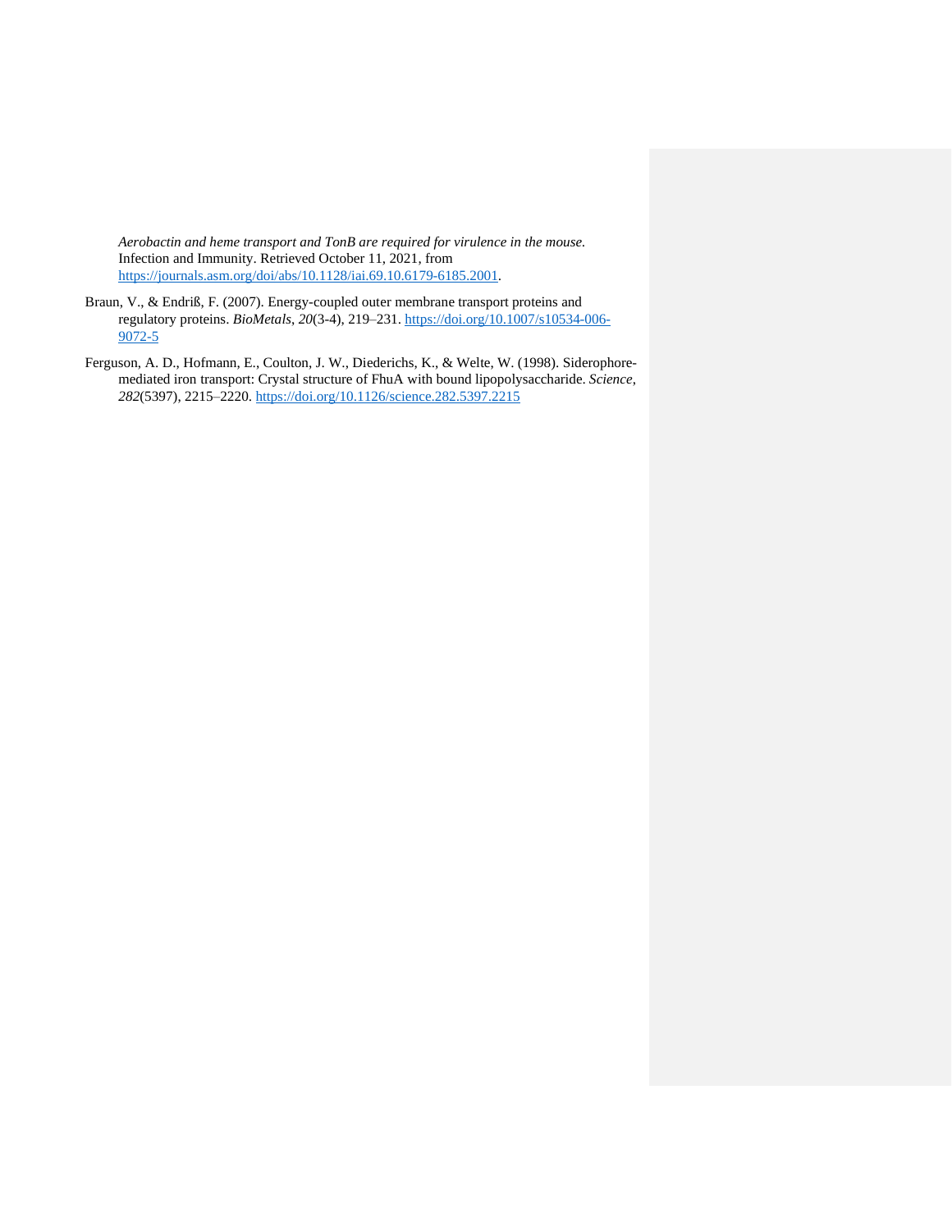*Aerobactin and heme transport and TonB are required for virulence in the mouse.* Infection and Immunity. Retrieved October 11, 2021, from https://journals.asm.org/doi/abs/10.1128/iai.69.10.6179-6185.2001.

Braun, V., & Endriß, F. (2007). Energy-coupled outer membrane transport proteins and regulatory proteins. *BioMetals*, *20*(3-4), 219–231. https://doi.org/10.1007/s10534-006-9072-5

Ferguson, A. D., Hofmann, E., Coulton, J. W., Diederichs, K., & Welte, W. (1998). Siderophore-mediated iron transport: Crystal structure of FhuA with bound lipopolysaccharide. *Science*, *282*(5397), 2215–2220. https://doi.org/10.1126/science.282.5397.2215